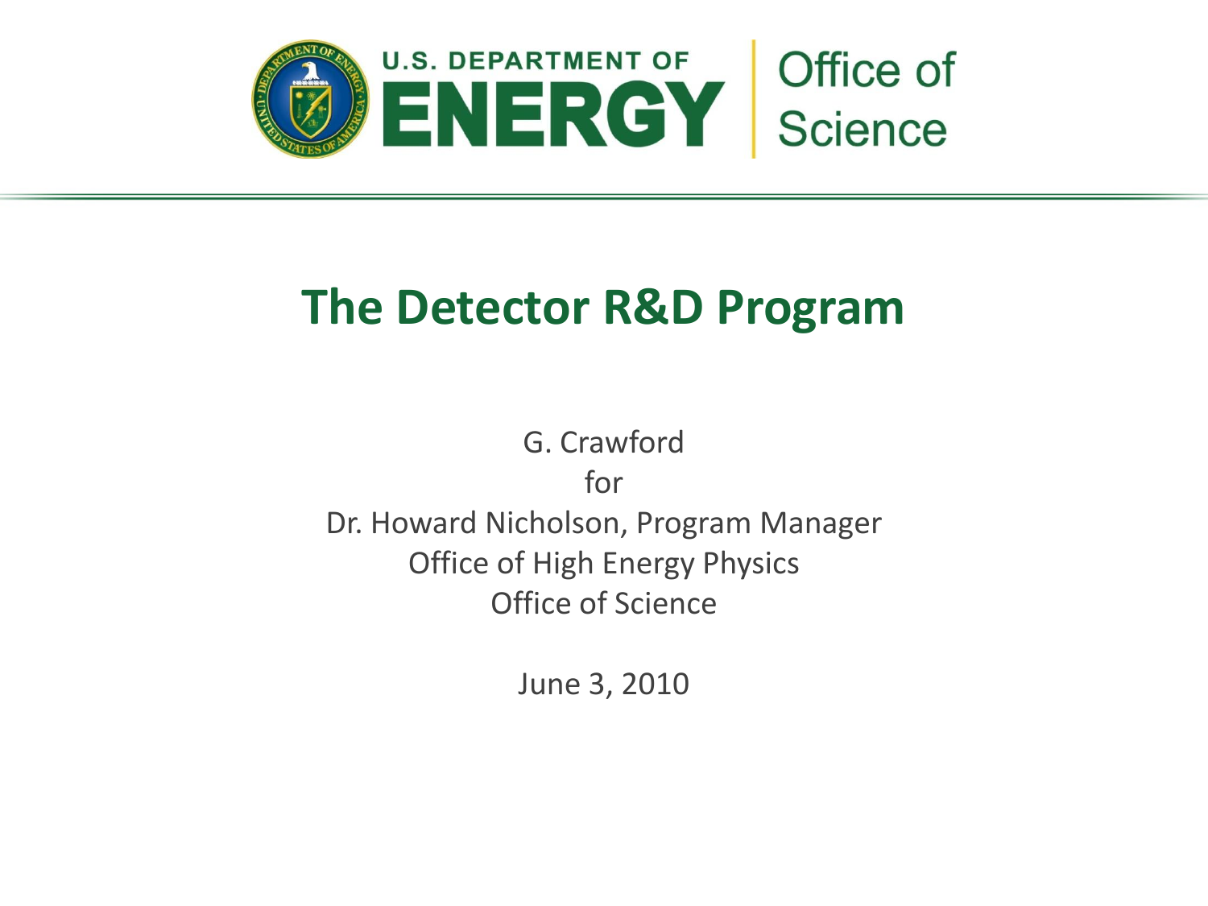U.S. DEPARTMENT OF ENERGY | Office of Science

# The Detector R&D Program

G. Crawford

for

Dr. Howard Nicholson, Program Manager

Office of High Energy Physics

Office of Science

June 3, 2010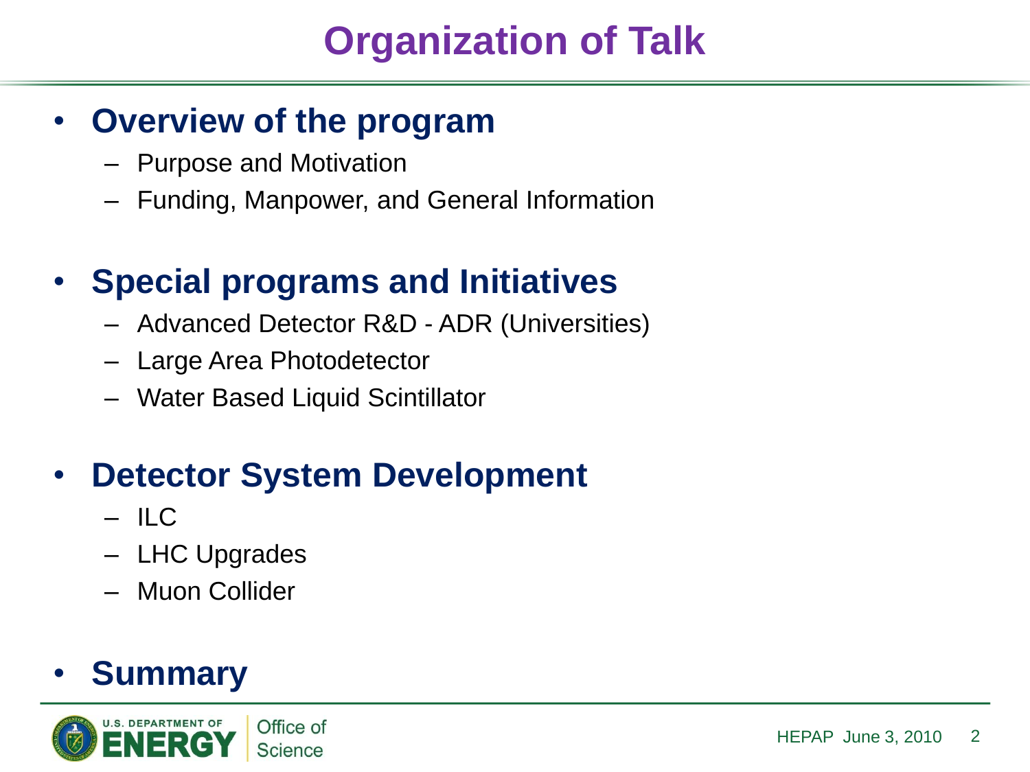# Organization of Talk

- **Overview of the program**
  - Purpose and Motivation
  - Funding, Manpower, and General Information

- **Special programs and Initiatives**
  - Advanced Detector R&D - ADR (Universities)
  - Large Area Photodetector
  - Water Based Liquid Scintillator

- **Detector System Development**
  - ILC
  - LHC Upgrades
  - Muon Collider

- **Summary**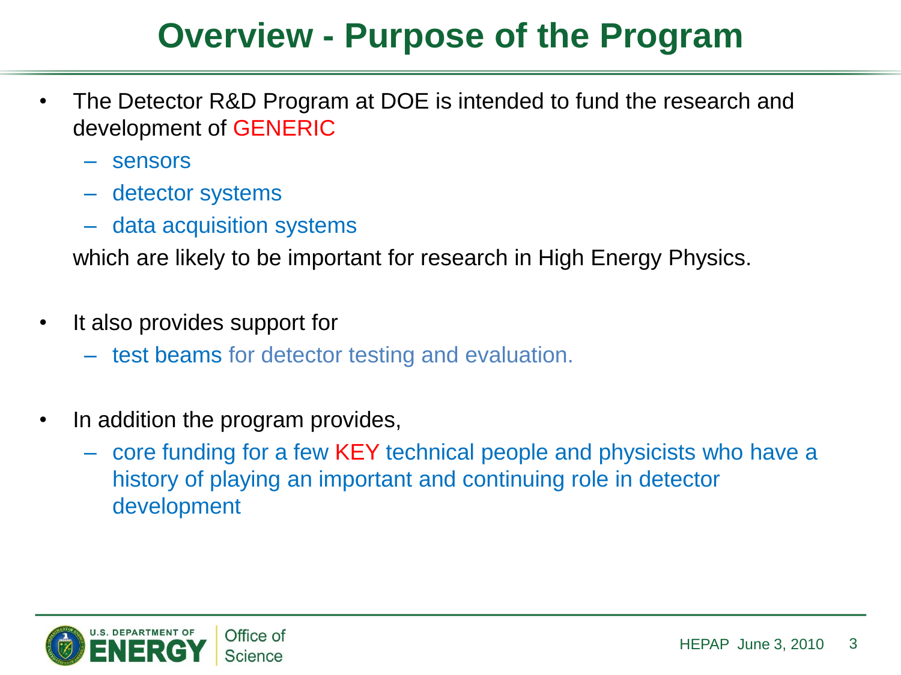# Overview - Purpose of the Program

- The Detector R&D Program at DOE is intended to fund the research and development of GENERIC
  - sensors
  - detector systems
  - data acquisition systems

  which are likely to be important for research in High Energy Physics.

- It also provides support for
  - test beams for detector testing and evaluation.

- In addition the program provides,
  - core funding for a few KEY technical people and physicists who have a history of playing an important and continuing role in detector development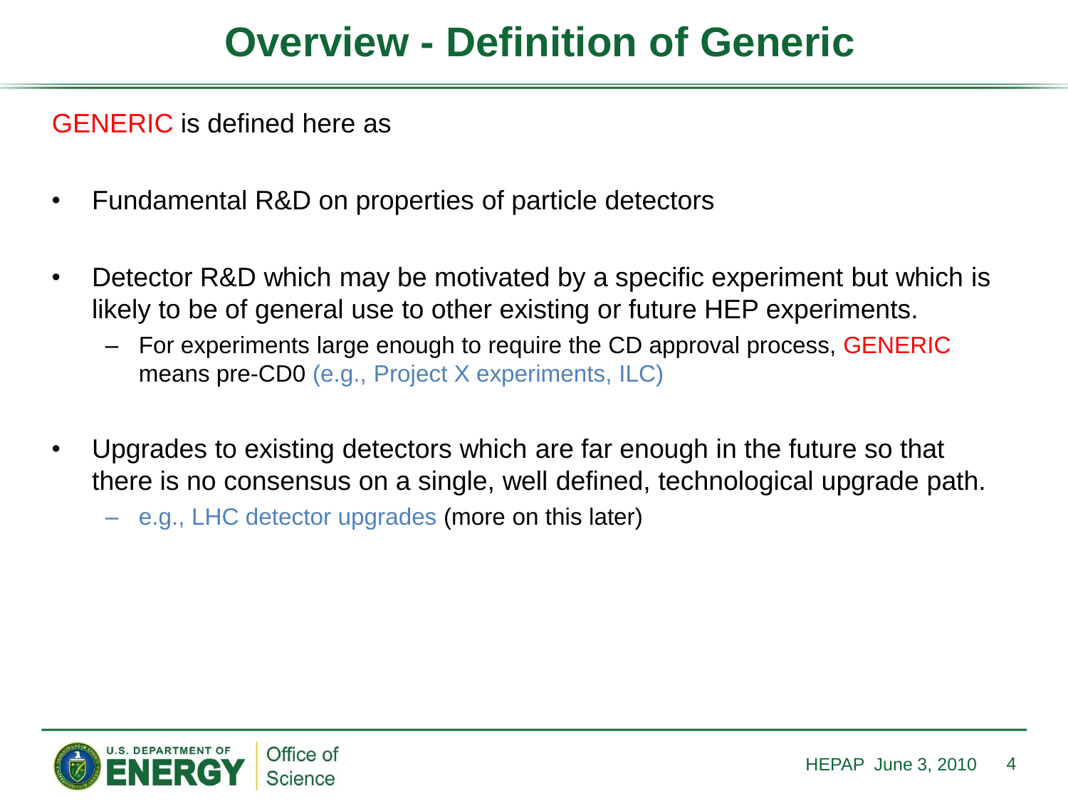# Overview - Definition of Generic

GENERIC is defined here as

- Fundamental R&D on properties of particle detectors
- Detector R&D which may be motivated by a specific experiment but which is likely to be of general use to other existing or future HEP experiments.
  - For experiments large enough to require the CD approval process, GENERIC means pre-CD0 (e.g., Project X experiments, ILC)
- Upgrades to existing detectors which are far enough in the future so that there is no consensus on a single, well defined, technological upgrade path.
  - e.g., LHC detector upgrades (more on this later)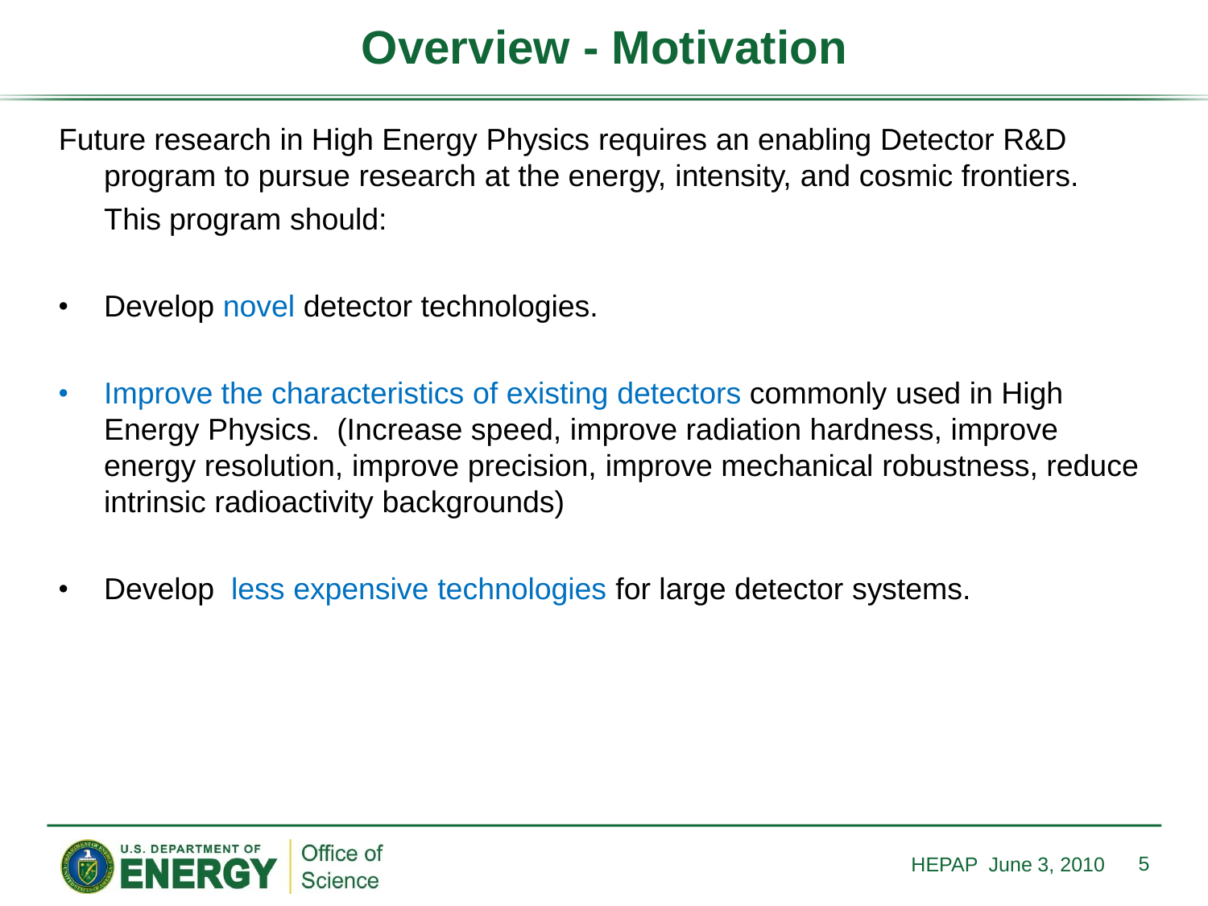# Overview - Motivation

Future research in High Energy Physics requires an enabling Detector R&D program to pursue research at the energy, intensity, and cosmic frontiers. This program should:

- Develop novel detector technologies.
- Improve the characteristics of existing detectors commonly used in High Energy Physics. (Increase speed, improve radiation hardness, improve energy resolution, improve precision, improve mechanical robustness, reduce intrinsic radioactivity backgrounds)
- Develop less expensive technologies for large detector systems.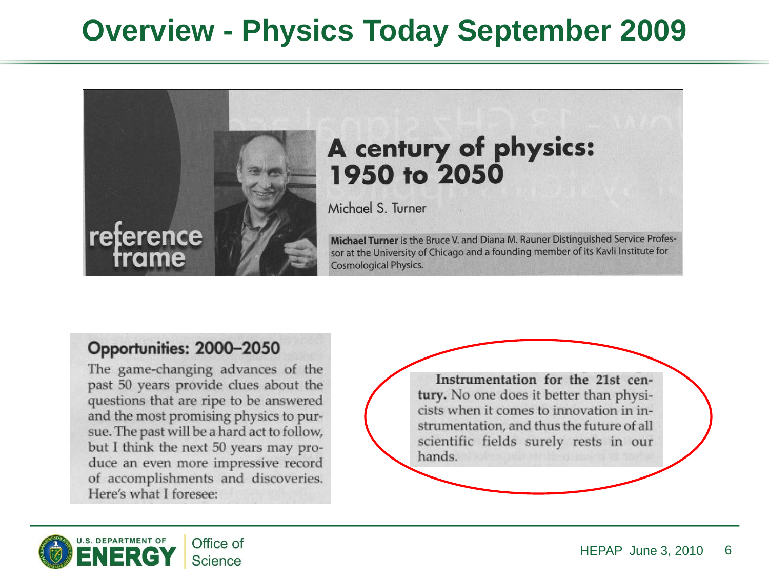# Overview - Physics Today September 2009

reference frame

## A century of physics: 1950 to 2050

Michael S. Turner

**Michael Turner** is the Bruce V. and Diana M. Rauner Distinguished Service Professor at the University of Chicago and a founding member of its Kavli Institute for Cosmological Physics.

### Opportunities: 2000–2050

The game-changing advances of the past 50 years provide clues about the questions that are ripe to be answered and the most promising physics to pursue. The past will be a hard act to follow, but I think the next 50 years may produce an even more impressive record of accomplishments and discoveries. Here's what I foresee:

**Instrumentation for the 21st century.** No one does it better than physicists when it comes to innovation in instrumentation, and thus the future of all scientific fields surely rests in our hands.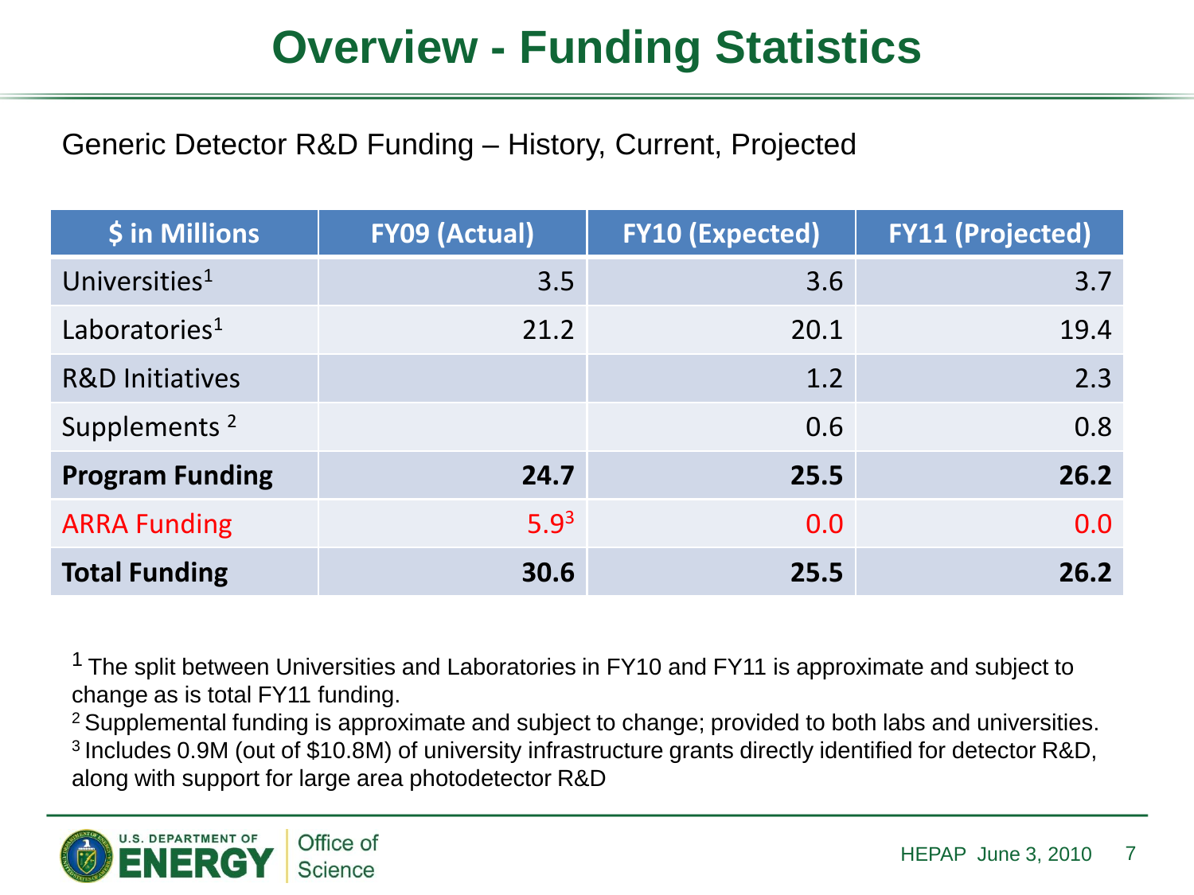# Overview - Funding Statistics

Generic Detector R&D Funding – History, Current, Projected

| $ in Millions | FY09 (Actual) | FY10 (Expected) | FY11 (Projected) |
|---|---|---|---|
| Universities[1] | 3.5 | 3.6 | 3.7 |
| Laboratories[1] | 21.2 | 20.1 | 19.4 |
| R&D Initiatives | | 1.2 | 2.3 |
| Supplements [2] | | 0.6 | 0.8 |
| **Program Funding** | **24.7** | **25.5** | **26.2** |
| ARRA Funding | 5.9[3] | 0.0 | 0.0 |
| **Total Funding** | **30.6** | **25.5** | **26.2** |

[1] The split between Universities and Laboratories in FY10 and FY11 is approximate and subject to change as is total FY11 funding.

[2] Supplemental funding is approximate and subject to change; provided to both labs and universities.

[3] Includes 0.9M (out of $10.8M) of university infrastructure grants directly identified for detector R&D, along with support for large area photodetector R&D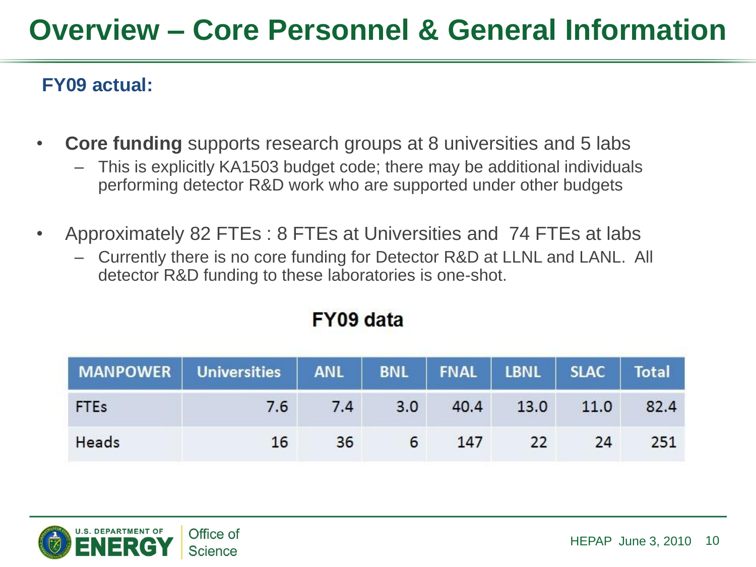# Overview – Core Personnel & General Information

**FY09 actual:**

- **Core funding** supports research groups at 8 universities and 5 labs
  - This is explicitly KA1503 budget code; there may be additional individuals performing detector R&D work who are supported under other budgets
- Approximately 82 FTEs : 8 FTEs at Universities and 74 FTEs at labs
  - Currently there is no core funding for Detector R&D at LLNL and LANL. All detector R&D funding to these laboratories is one-shot.

**FY09 data**

| MANPOWER | Universities | ANL | BNL | FNAL | LBNL | SLAC | Total |
|---|---|---|---|---|---|---|---|
| FTEs | 7.6 | 7.4 | 3.0 | 40.4 | 13.0 | 11.0 | 82.4 |
| Heads | 16 | 36 | 6 | 147 | 22 | 24 | 251 |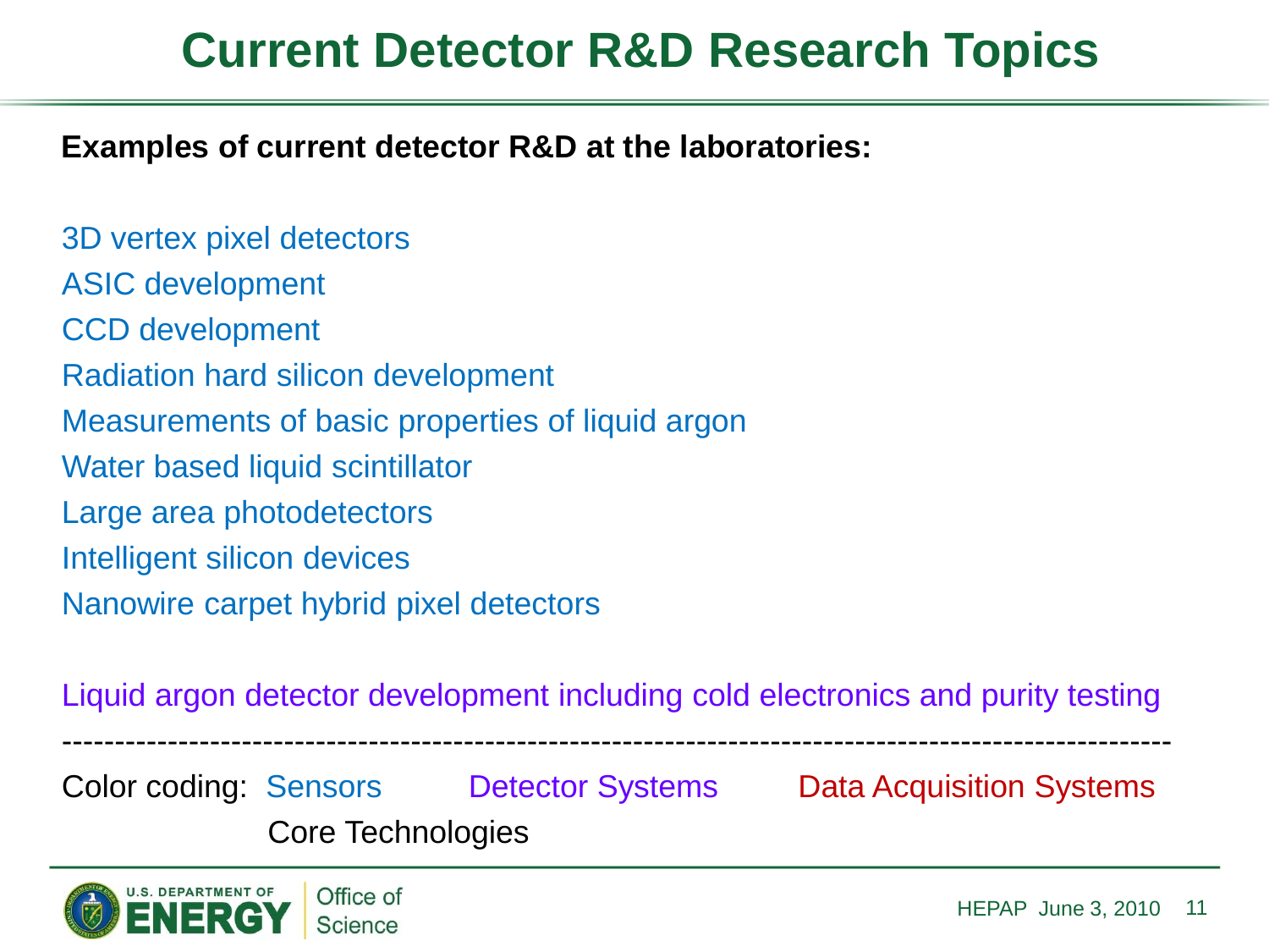# Current Detector R&D Research Topics

**Examples of current detector R&D at the laboratories:**

3D vertex pixel detectors
ASIC development
CCD development
Radiation hard silicon development
Measurements of basic properties of liquid argon
Water based liquid scintillator
Large area photodetectors
Intelligent silicon devices
Nanowire carpet hybrid pixel detectors

Liquid argon detector development including cold electronics and purity testing

---

Color coding: Sensors Detector Systems Data Acquisition Systems Core Technologies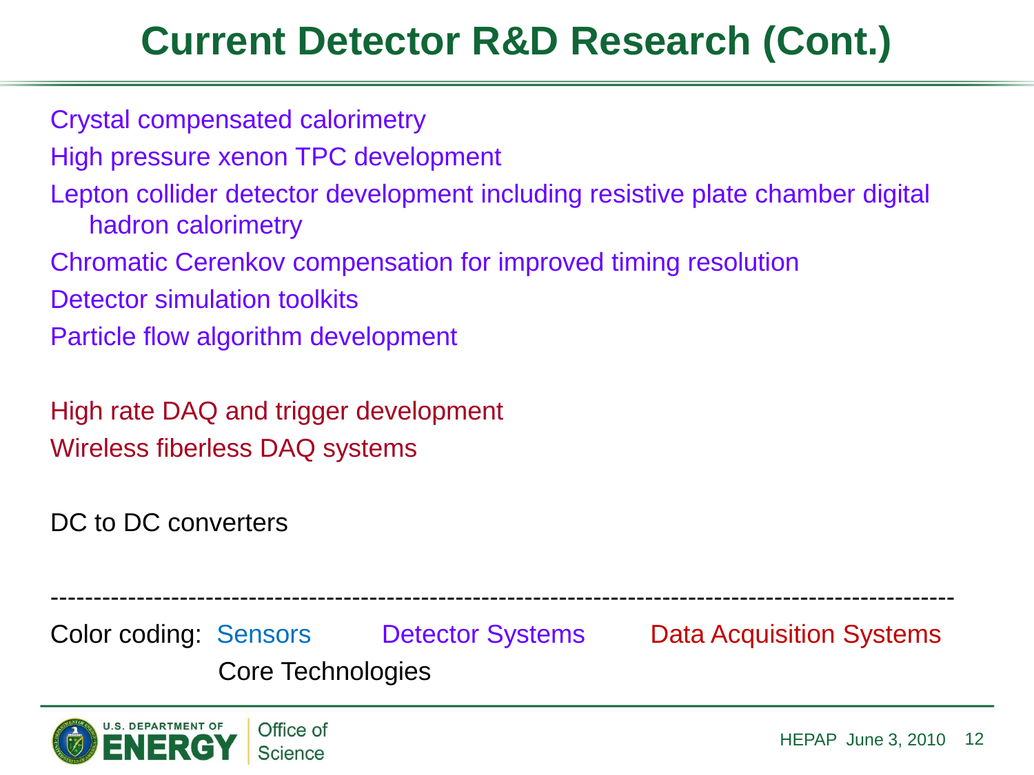# Current Detector R&D Research (Cont.)

Crystal compensated calorimetry

High pressure xenon TPC development

Lepton collider detector development including resistive plate chamber digital hadron calorimetry

Chromatic Cerenkov compensation for improved timing resolution

Detector simulation toolkits

Particle flow algorithm development

High rate DAQ and trigger development

Wireless fiberless DAQ systems

DC to DC converters

---

Color coding: Sensors Detector Systems Data Acquisition Systems Core Technologies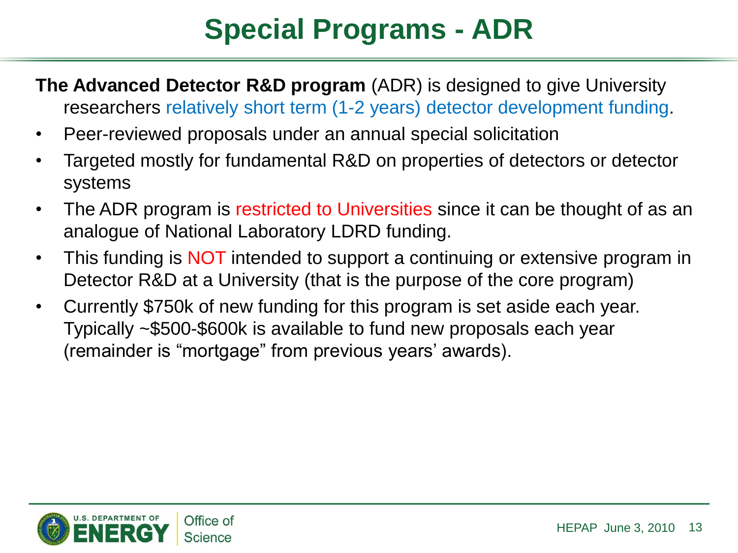# Special Programs - ADR

**The Advanced Detector R&D program** (ADR) is designed to give University researchers relatively short term (1-2 years) detector development funding.

- Peer-reviewed proposals under an annual special solicitation
- Targeted mostly for fundamental R&D on properties of detectors or detector systems
- The ADR program is restricted to Universities since it can be thought of as an analogue of National Laboratory LDRD funding.
- This funding is NOT intended to support a continuing or extensive program in Detector R&D at a University (that is the purpose of the core program)
- Currently $750k of new funding for this program is set aside each year. Typically ~$500-$600k is available to fund new proposals each year (remainder is "mortgage" from previous years' awards).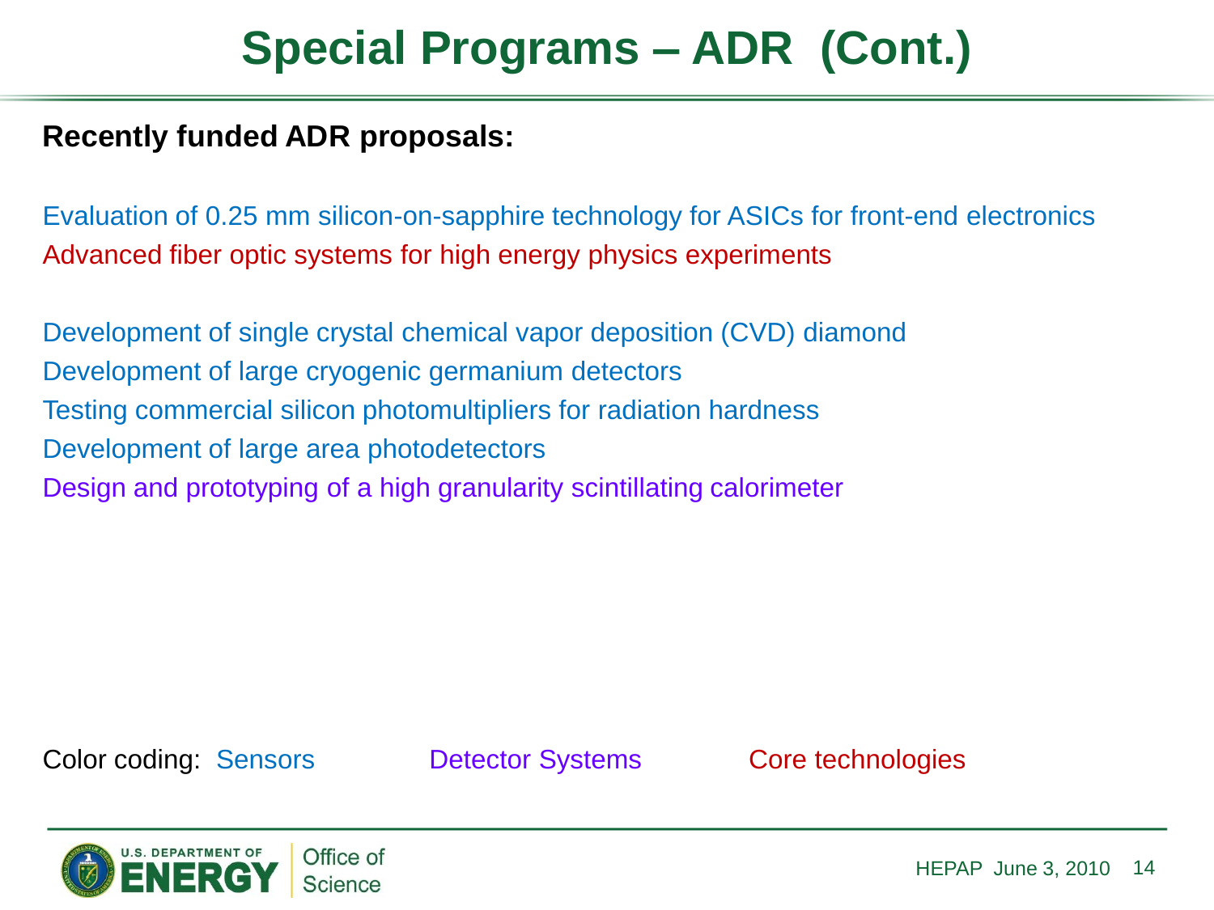# Special Programs – ADR (Cont.)

**Recently funded ADR proposals:**

Evaluation of 0.25 mm silicon-on-sapphire technology for ASICs for front-end electronics
Advanced fiber optic systems for high energy physics experiments

Development of single crystal chemical vapor deposition (CVD) diamond
Development of large cryogenic germanium detectors
Testing commercial silicon photomultipliers for radiation hardness
Development of large area photodetectors
Design and prototyping of a high granularity scintillating calorimeter

Color coding: Sensors  Detector Systems  Core technologies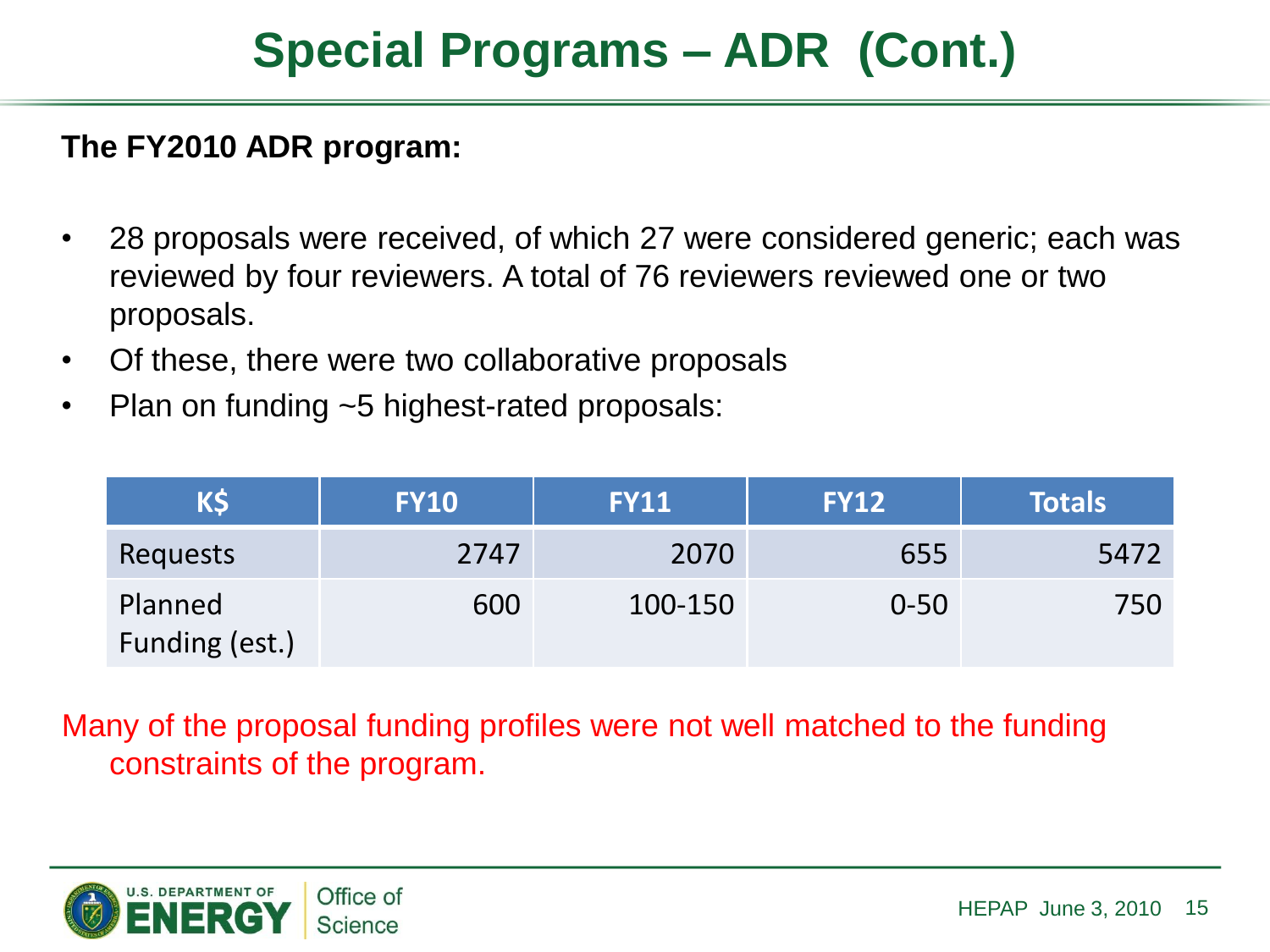# Special Programs – ADR (Cont.)

**The FY2010 ADR program:**

- 28 proposals were received, of which 27 were considered generic; each was reviewed by four reviewers. A total of 76 reviewers reviewed one or two proposals.
- Of these, there were two collaborative proposals
- Plan on funding ~5 highest-rated proposals:

| K$ | FY10 | FY11 | FY12 | Totals |
|---|---|---|---|---|
| Requests | 2747 | 2070 | 655 | 5472 |
| Planned Funding (est.) | 600 | 100-150 | 0-50 | 750 |

Many of the proposal funding profiles were not well matched to the funding constraints of the program.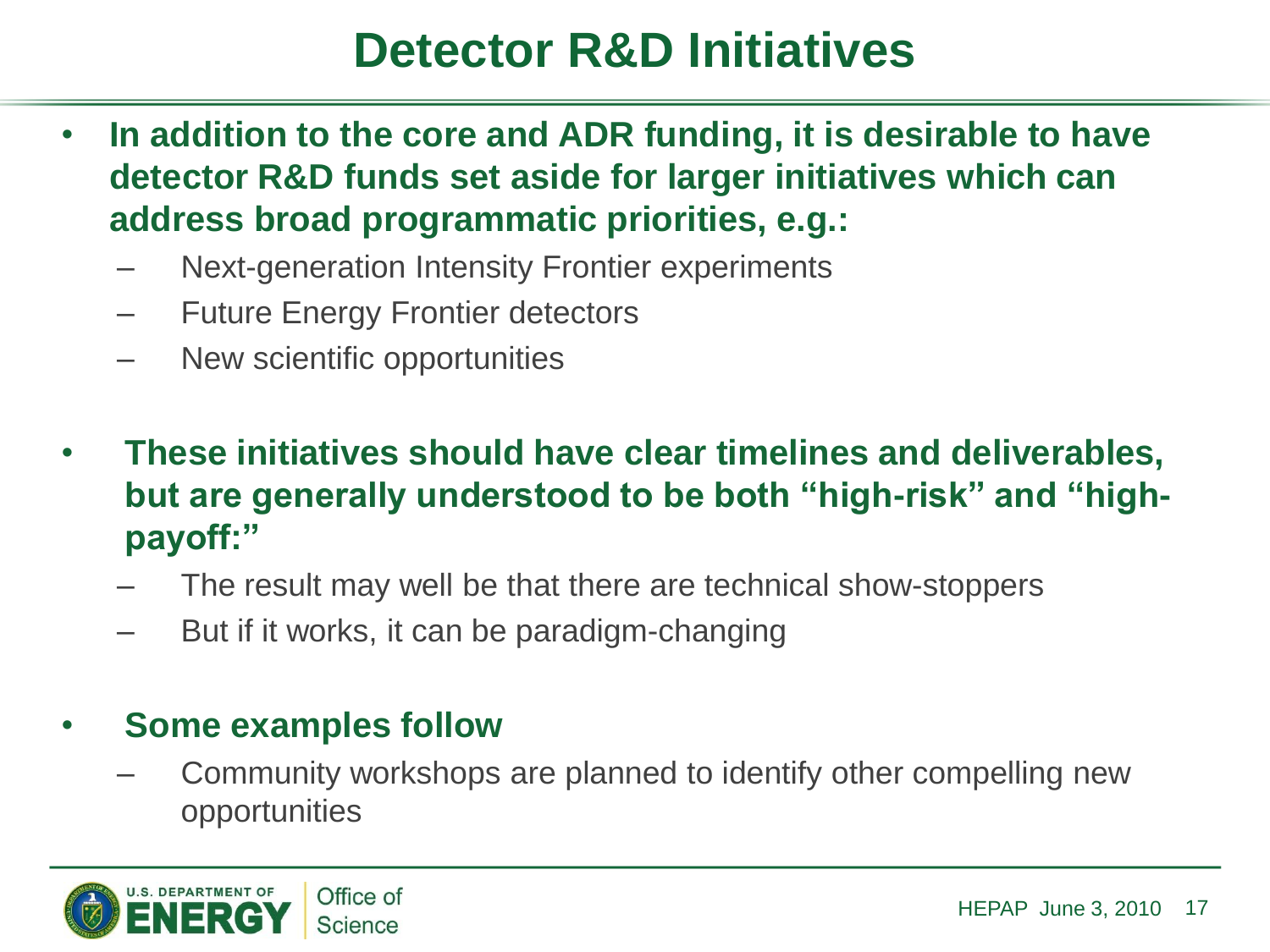# Detector R&D Initiatives

- **In addition to the core and ADR funding, it is desirable to have detector R&D funds set aside for larger initiatives which can address broad programmatic priorities, e.g.:**
  - Next-generation Intensity Frontier experiments
  - Future Energy Frontier detectors
  - New scientific opportunities

- **These initiatives should have clear timelines and deliverables, but are generally understood to be both "high-risk" and "high-payoff:"**
  - The result may well be that there are technical show-stoppers
  - But if it works, it can be paradigm-changing

- **Some examples follow**
  - Community workshops are planned to identify other compelling new opportunities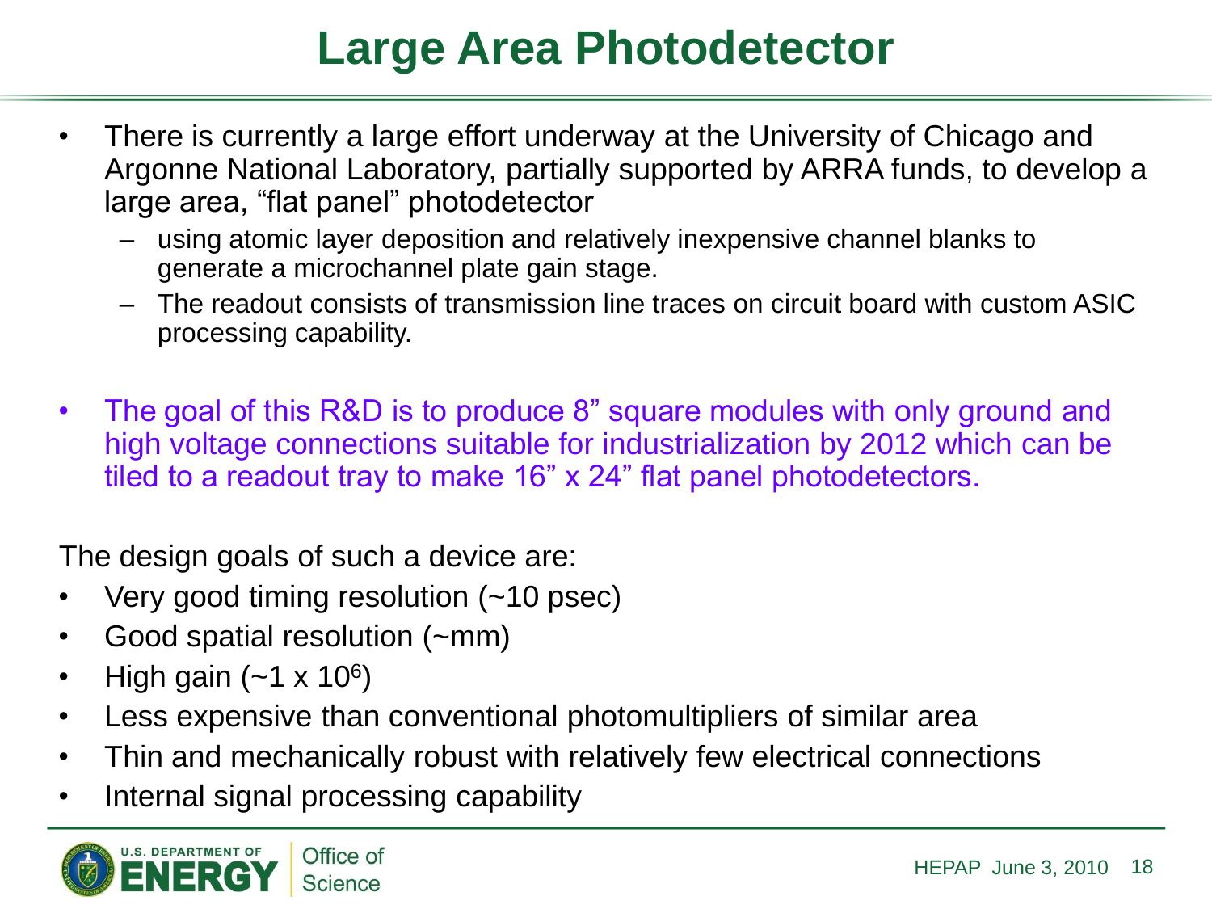# Large Area Photodetector

- There is currently a large effort underway at the University of Chicago and Argonne National Laboratory, partially supported by ARRA funds, to develop a large area, "flat panel" photodetector
  - using atomic layer deposition and relatively inexpensive channel blanks to generate a microchannel plate gain stage.
  - The readout consists of transmission line traces on circuit board with custom ASIC processing capability.

- The goal of this R&D is to produce 8" square modules with only ground and high voltage connections suitable for industrialization by 2012 which can be tiled to a readout tray to make 16" x 24" flat panel photodetectors.

The design goals of such a device are:

- Very good timing resolution (~10 psec)
- Good spatial resolution (~mm)
- High gain ($\sim 1 \times 10^6$)
- Less expensive than conventional photomultipliers of similar area
- Thin and mechanically robust with relatively few electrical connections
- Internal signal processing capability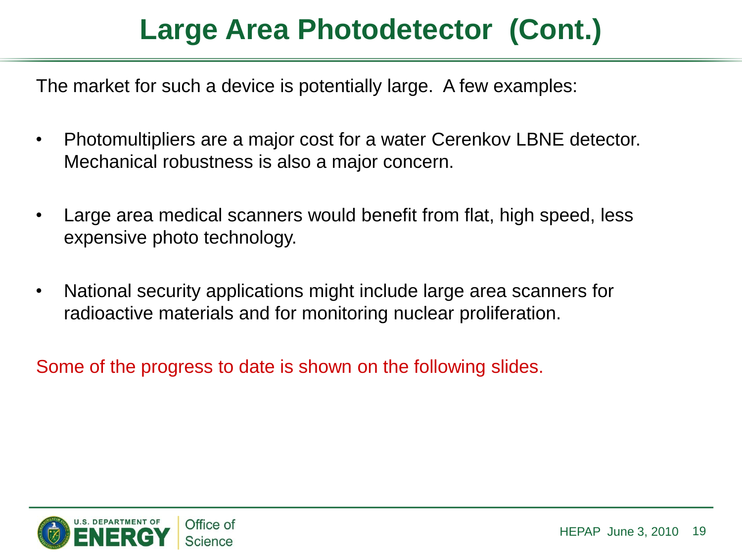# Large Area Photodetector (Cont.)

The market for such a device is potentially large. A few examples:

- Photomultipliers are a major cost for a water Cerenkov LBNE detector. Mechanical robustness is also a major concern.
- Large area medical scanners would benefit from flat, high speed, less expensive photo technology.
- National security applications might include large area scanners for radioactive materials and for monitoring nuclear proliferation.

Some of the progress to date is shown on the following slides.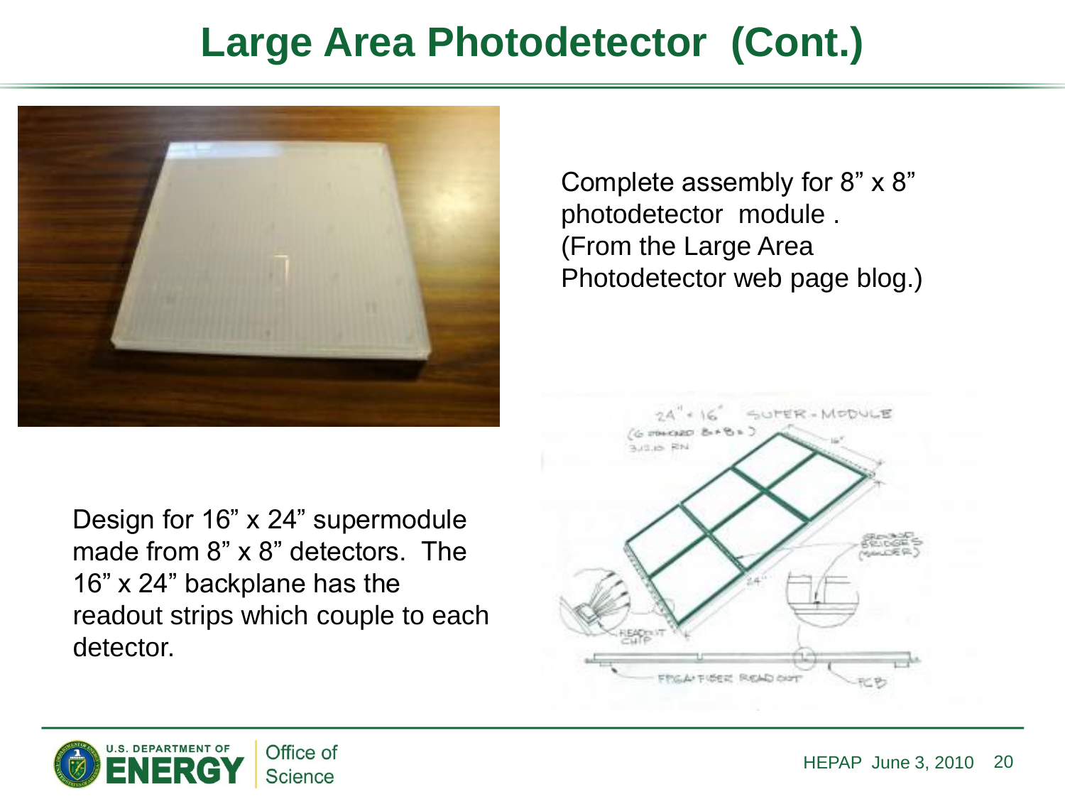# Large Area Photodetector (Cont.)

Complete assembly for 8” x 8” photodetector module . (From the Large Area Photodetector web page blog.)

Design for 16” x 24” supermodule made from 8” x 8” detectors. The 16” x 24” backplane has the readout strips which couple to each detector.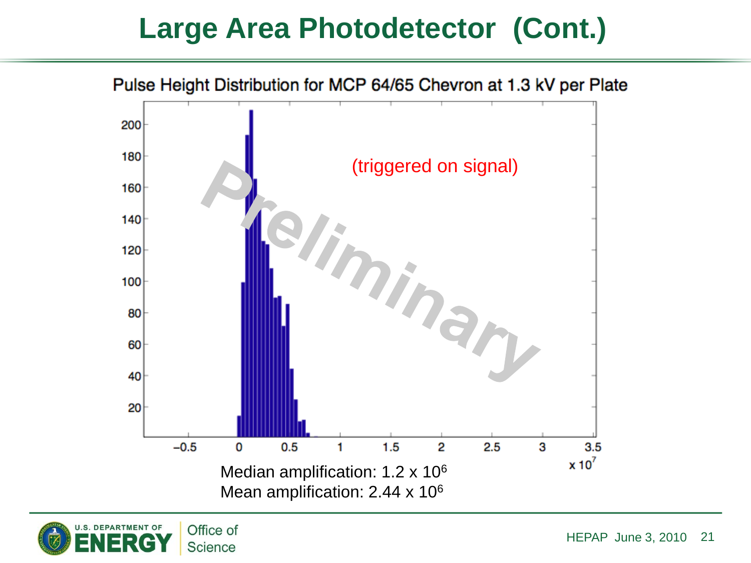# Large Area Photodetector (Cont.)

Pulse Height Distribution for MCP 64/65 Chevron at 1.3 kV per Plate

(triggered on signal)

Preliminary

Median amplification: $1.2 \times 10^6$
Mean amplification: $2.44 \times 10^6$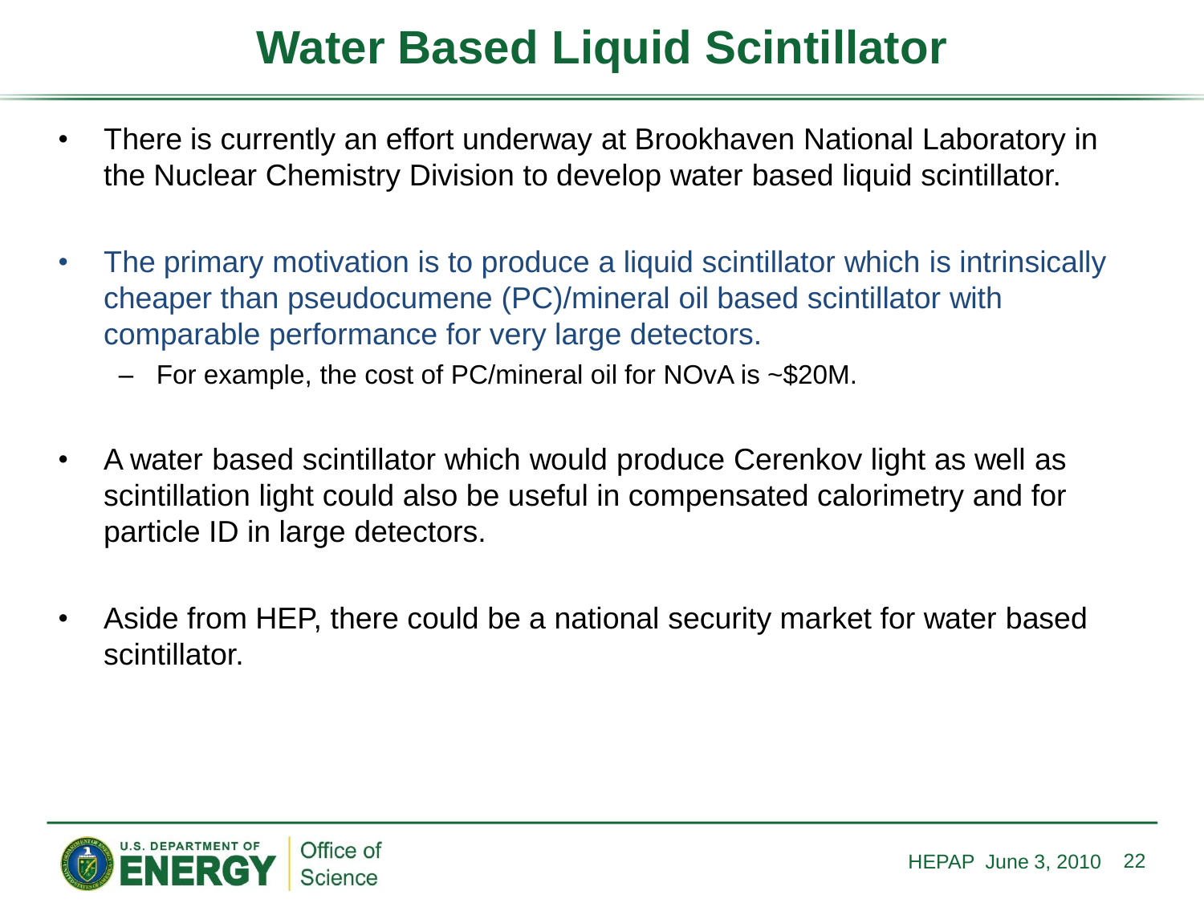# Water Based Liquid Scintillator

- There is currently an effort underway at Brookhaven National Laboratory in the Nuclear Chemistry Division to develop water based liquid scintillator.

- The primary motivation is to produce a liquid scintillator which is intrinsically cheaper than pseudocumene (PC)/mineral oil based scintillator with comparable performance for very large detectors.
  - For example, the cost of PC/mineral oil for NOvA is ~$20M.

- A water based scintillator which would produce Cerenkov light as well as scintillation light could also be useful in compensated calorimetry and for particle ID in large detectors.

- Aside from HEP, there could be a national security market for water based scintillator.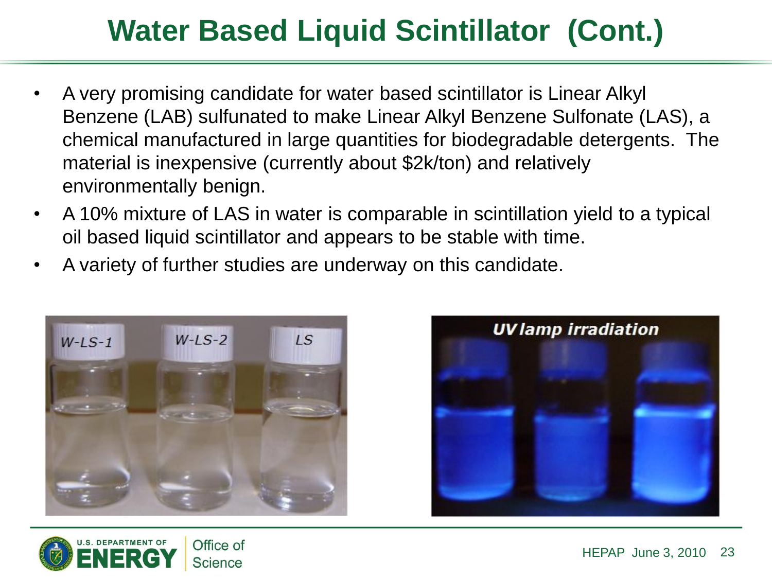# Water Based Liquid Scintillator (Cont.)

- A very promising candidate for water based scintillator is Linear Alkyl Benzene (LAB) sulfunated to make Linear Alkyl Benzene Sulfonate (LAS), a chemical manufactured in large quantities for biodegradable detergents. The material is inexpensive (currently about $2k/ton) and relatively environmentally benign.
- A 10% mixture of LAS in water is comparable in scintillation yield to a typical oil based liquid scintillator and appears to be stable with time.
- A variety of further studies are underway on this candidate.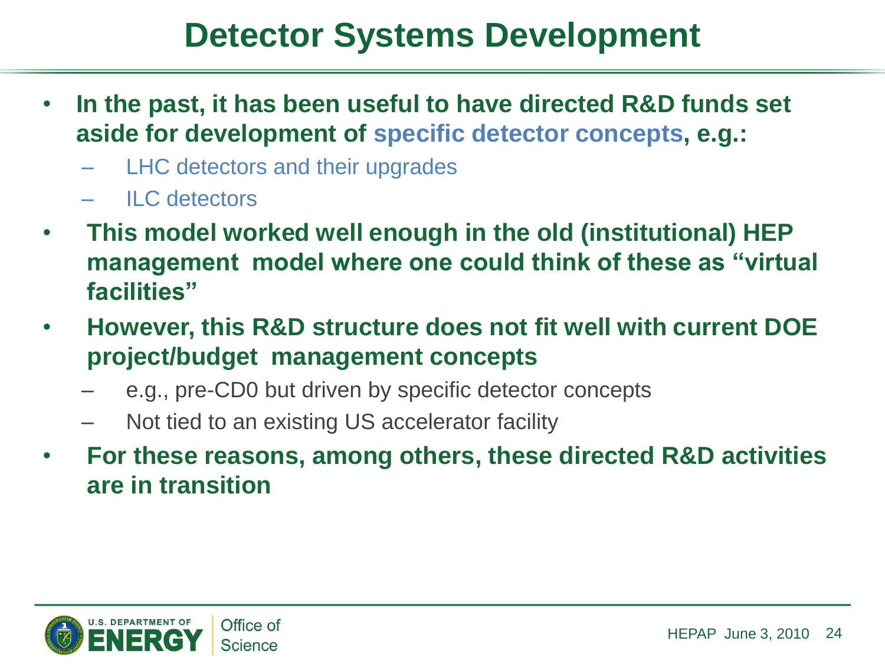# Detector Systems Development

- **In the past, it has been useful to have directed R&D funds set aside for development of specific detector concepts, e.g.:**
  - LHC detectors and their upgrades
  - ILC detectors
- **This model worked well enough in the old (institutional) HEP management model where one could think of these as "virtual facilities"**
- **However, this R&D structure does not fit well with current DOE project/budget management concepts**
  - e.g., pre-CD0 but driven by specific detector concepts
  - Not tied to an existing US accelerator facility
- **For these reasons, among others, these directed R&D activities are in transition**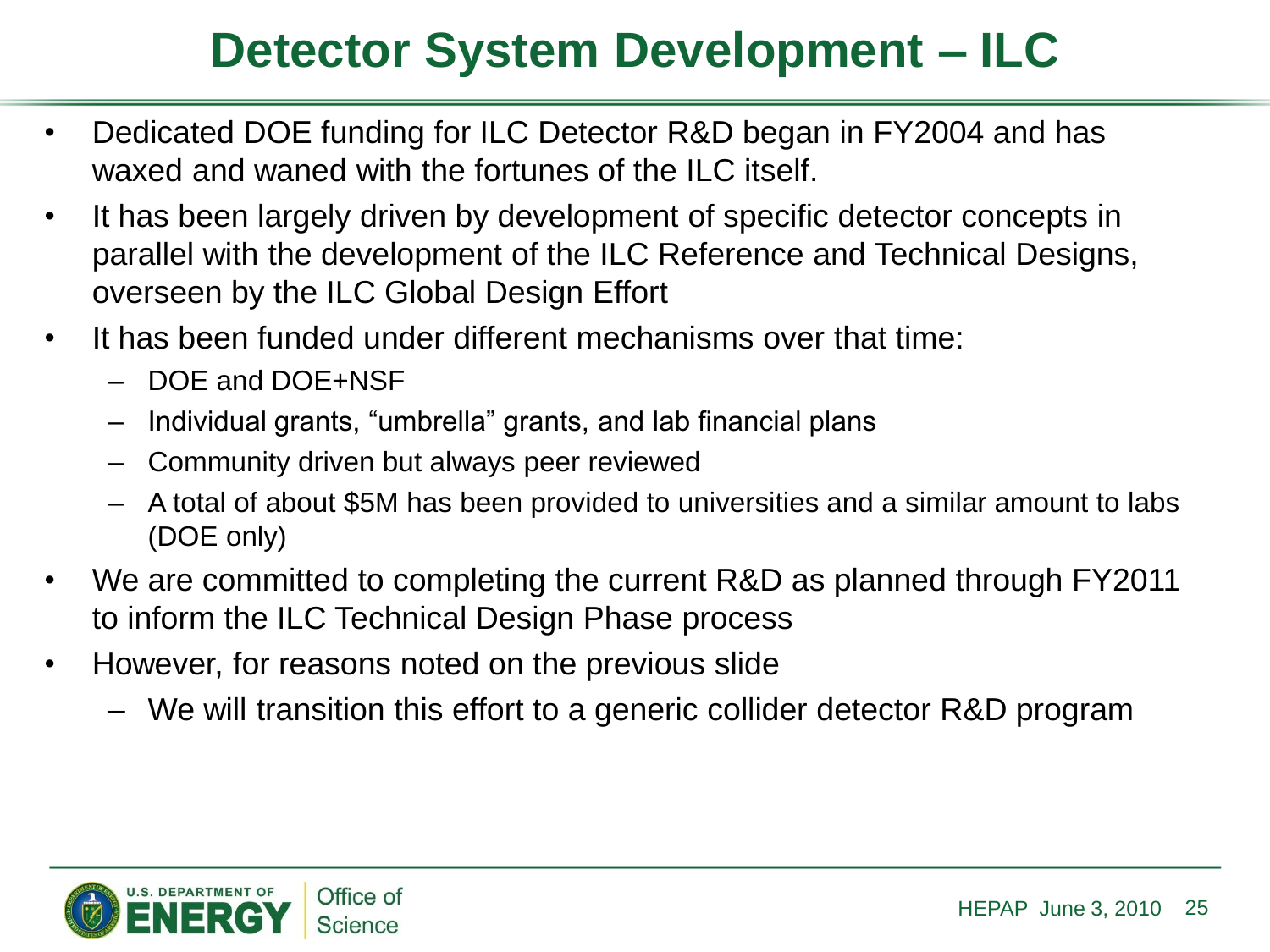# Detector System Development – ILC

- Dedicated DOE funding for ILC Detector R&D began in FY2004 and has waxed and waned with the fortunes of the ILC itself.
- It has been largely driven by development of specific detector concepts in parallel with the development of the ILC Reference and Technical Designs, overseen by the ILC Global Design Effort
- It has been funded under different mechanisms over that time:
  - DOE and DOE+NSF
  - Individual grants, "umbrella" grants, and lab financial plans
  - Community driven but always peer reviewed
  - A total of about $5M has been provided to universities and a similar amount to labs (DOE only)
- We are committed to completing the current R&D as planned through FY2011 to inform the ILC Technical Design Phase process
- However, for reasons noted on the previous slide
  - We will transition this effort to a generic collider detector R&D program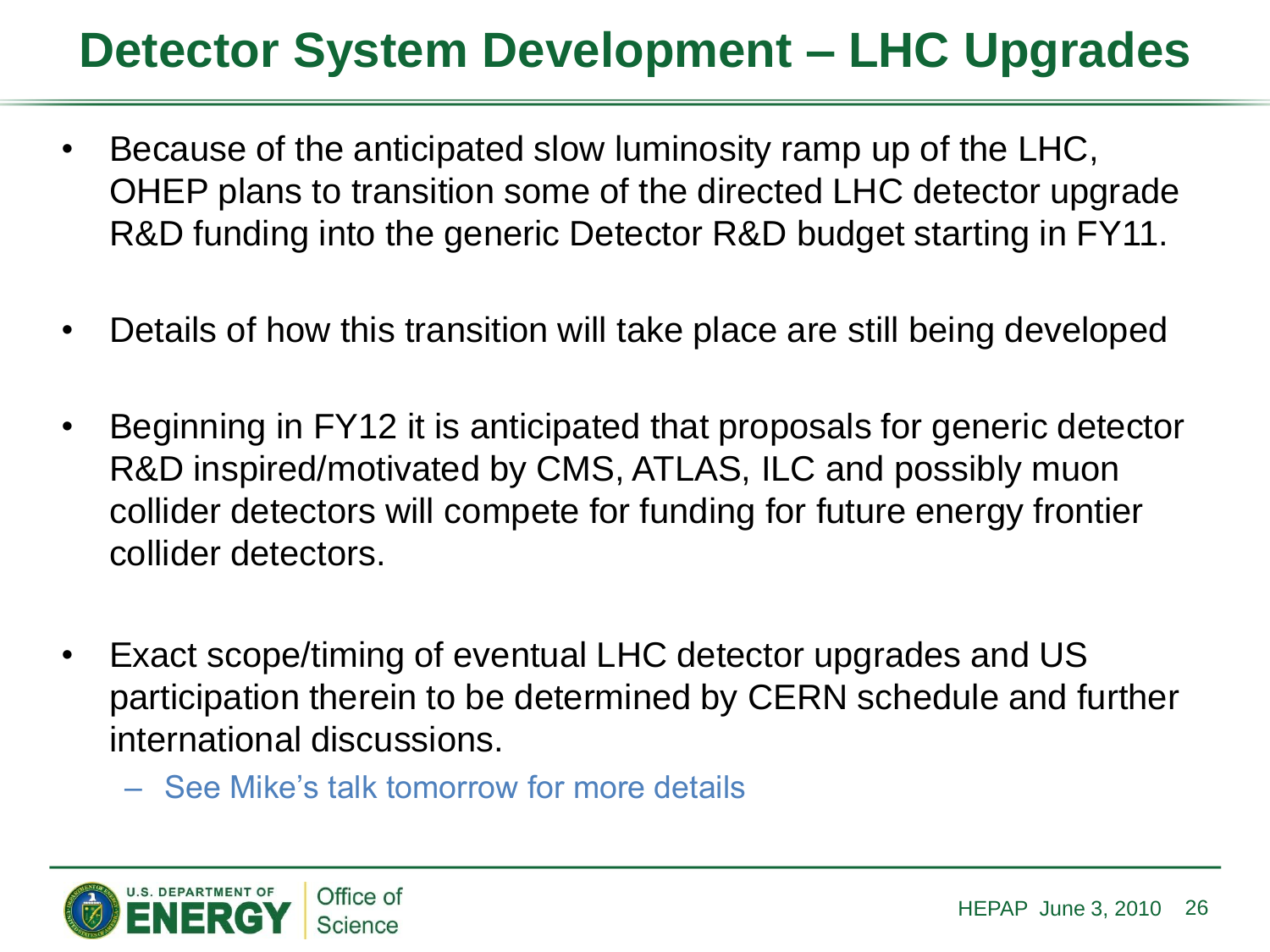# Detector System Development – LHC Upgrades

- Because of the anticipated slow luminosity ramp up of the LHC, OHEP plans to transition some of the directed LHC detector upgrade R&D funding into the generic Detector R&D budget starting in FY11.
- Details of how this transition will take place are still being developed
- Beginning in FY12 it is anticipated that proposals for generic detector R&D inspired/motivated by CMS, ATLAS, ILC and possibly muon collider detectors will compete for funding for future energy frontier collider detectors.
- Exact scope/timing of eventual LHC detector upgrades and US participation therein to be determined by CERN schedule and further international discussions.
  - See Mike's talk tomorrow for more details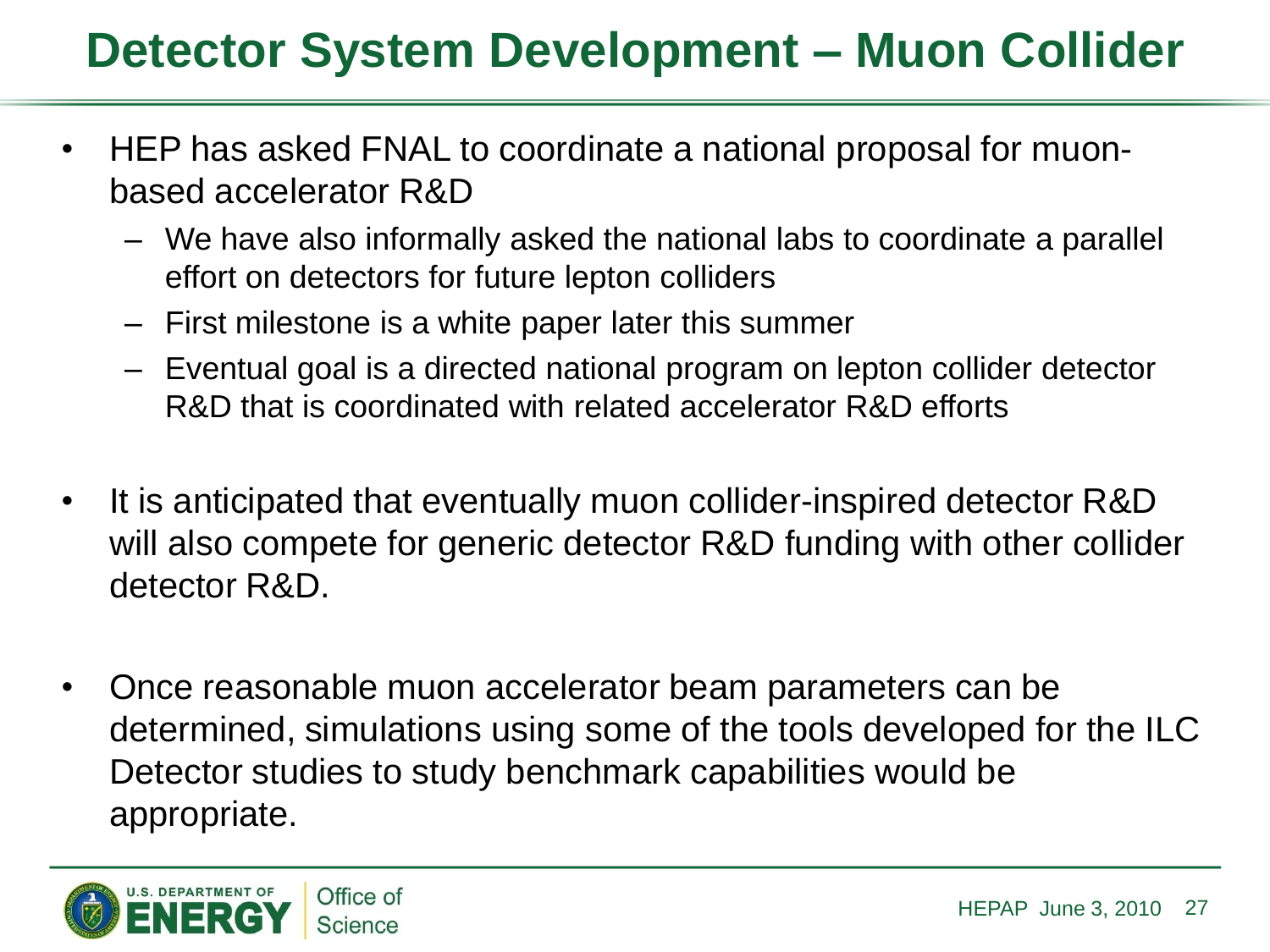# Detector System Development – Muon Collider

- HEP has asked FNAL to coordinate a national proposal for muon-based accelerator R&D
  - We have also informally asked the national labs to coordinate a parallel effort on detectors for future lepton colliders
  - First milestone is a white paper later this summer
  - Eventual goal is a directed national program on lepton collider detector R&D that is coordinated with related accelerator R&D efforts
- It is anticipated that eventually muon collider-inspired detector R&D will also compete for generic detector R&D funding with other collider detector R&D.
- Once reasonable muon accelerator beam parameters can be determined, simulations using some of the tools developed for the ILC Detector studies to study benchmark capabilities would be appropriate.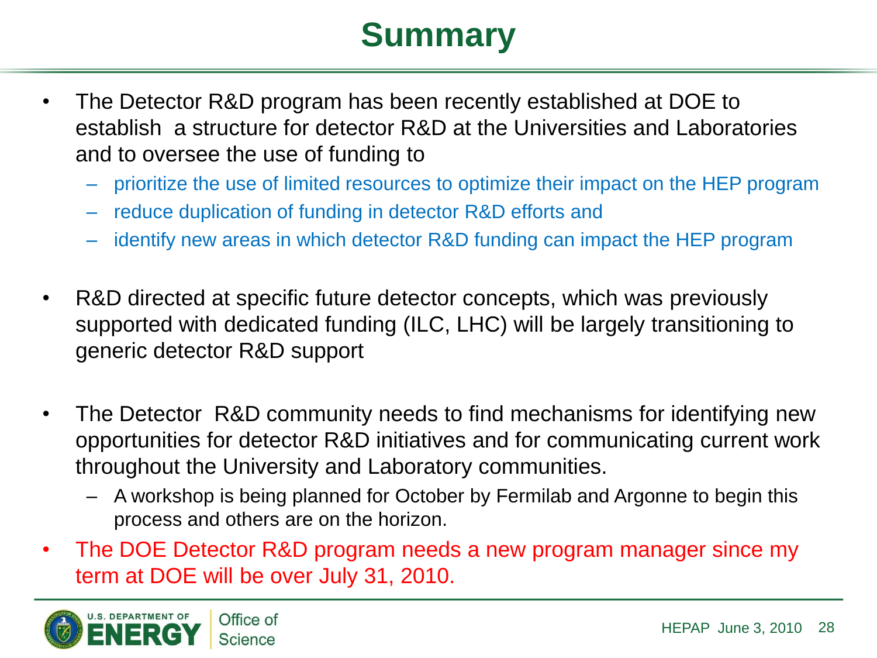# Summary

- The Detector R&D program has been recently established at DOE to establish a structure for detector R&D at the Universities and Laboratories and to oversee the use of funding to
  - prioritize the use of limited resources to optimize their impact on the HEP program
  - reduce duplication of funding in detector R&D efforts and
  - identify new areas in which detector R&D funding can impact the HEP program
- R&D directed at specific future detector concepts, which was previously supported with dedicated funding (ILC, LHC) will be largely transitioning to generic detector R&D support
- The Detector R&D community needs to find mechanisms for identifying new opportunities for detector R&D initiatives and for communicating current work throughout the University and Laboratory communities.
  - A workshop is being planned for October by Fermilab and Argonne to begin this process and others are on the horizon.
- The DOE Detector R&D program needs a new program manager since my term at DOE will be over July 31, 2010.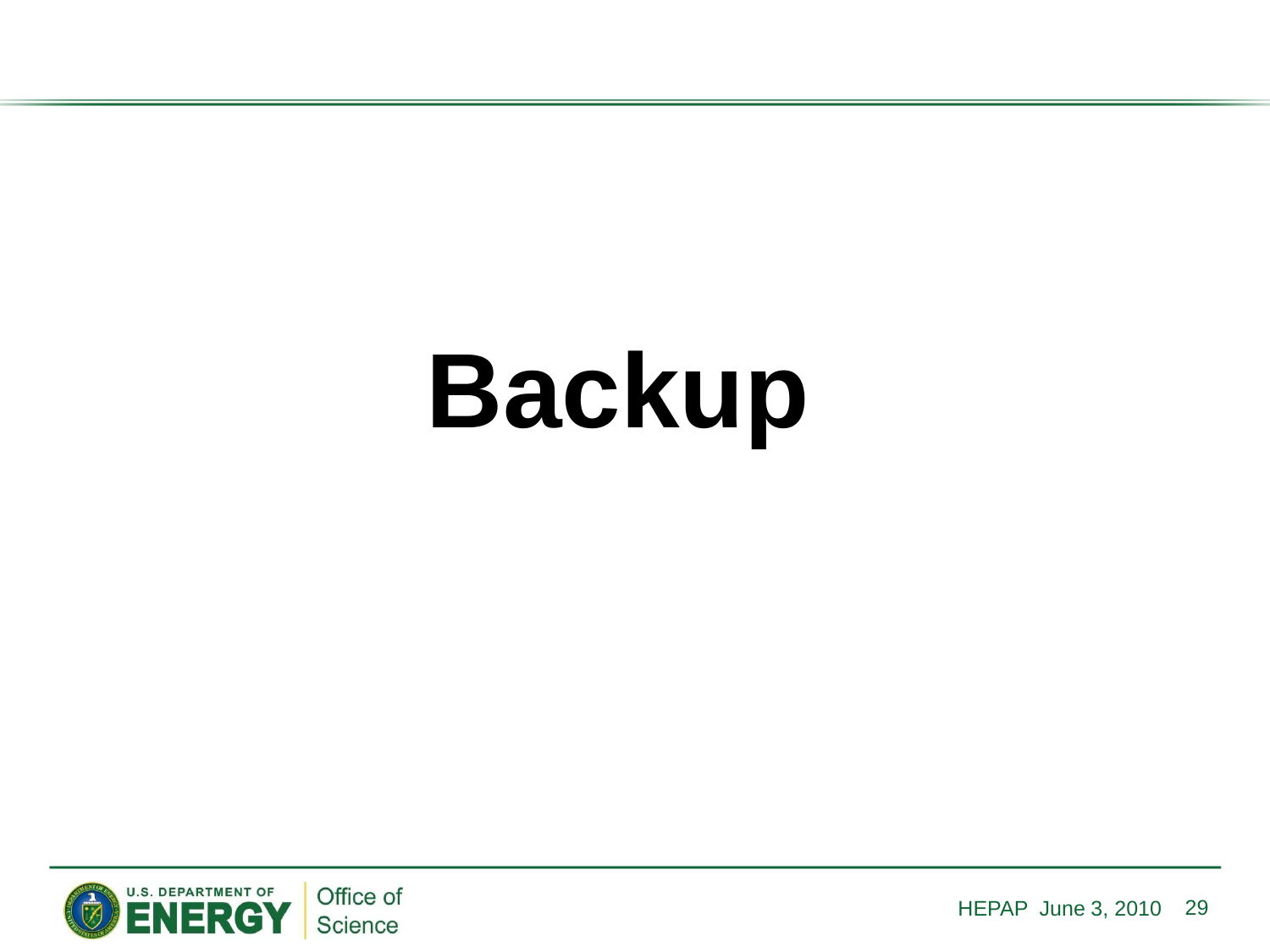# Backup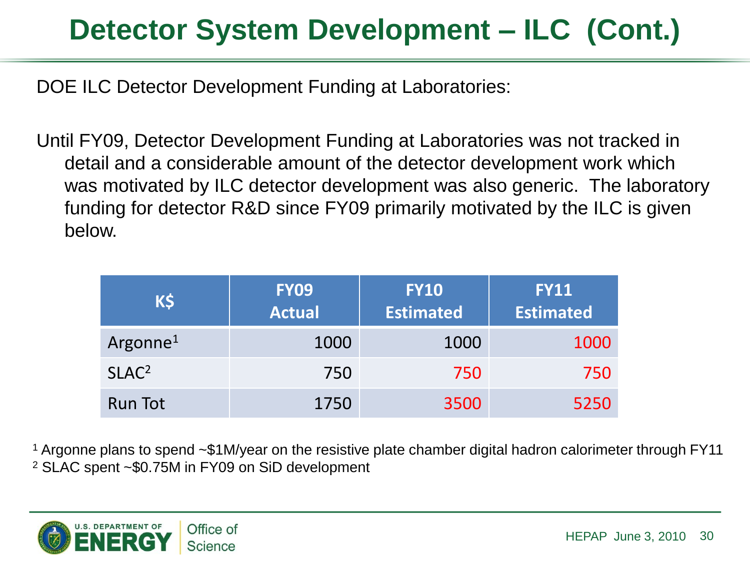# Detector System Development – ILC (Cont.)

DOE ILC Detector Development Funding at Laboratories:

Until FY09, Detector Development Funding at Laboratories was not tracked in detail and a considerable amount of the detector development work which was motivated by ILC detector development was also generic. The laboratory funding for detector R&D since FY09 primarily motivated by the ILC is given below.

| K$ | FY09 Actual | FY10 Estimated | FY11 Estimated |
|---|---|---|---|
| Argonne[1] | 1000 | 1000 | 1000 |
| SLAC[2] | 750 | 750 | 750 |
| Run Tot | 1750 | 3500 | 5250 |

[1] Argonne plans to spend ~$1M/year on the resistive plate chamber digital hadron calorimeter through FY11

[2] SLAC spent ~$0.75M in FY09 on SiD development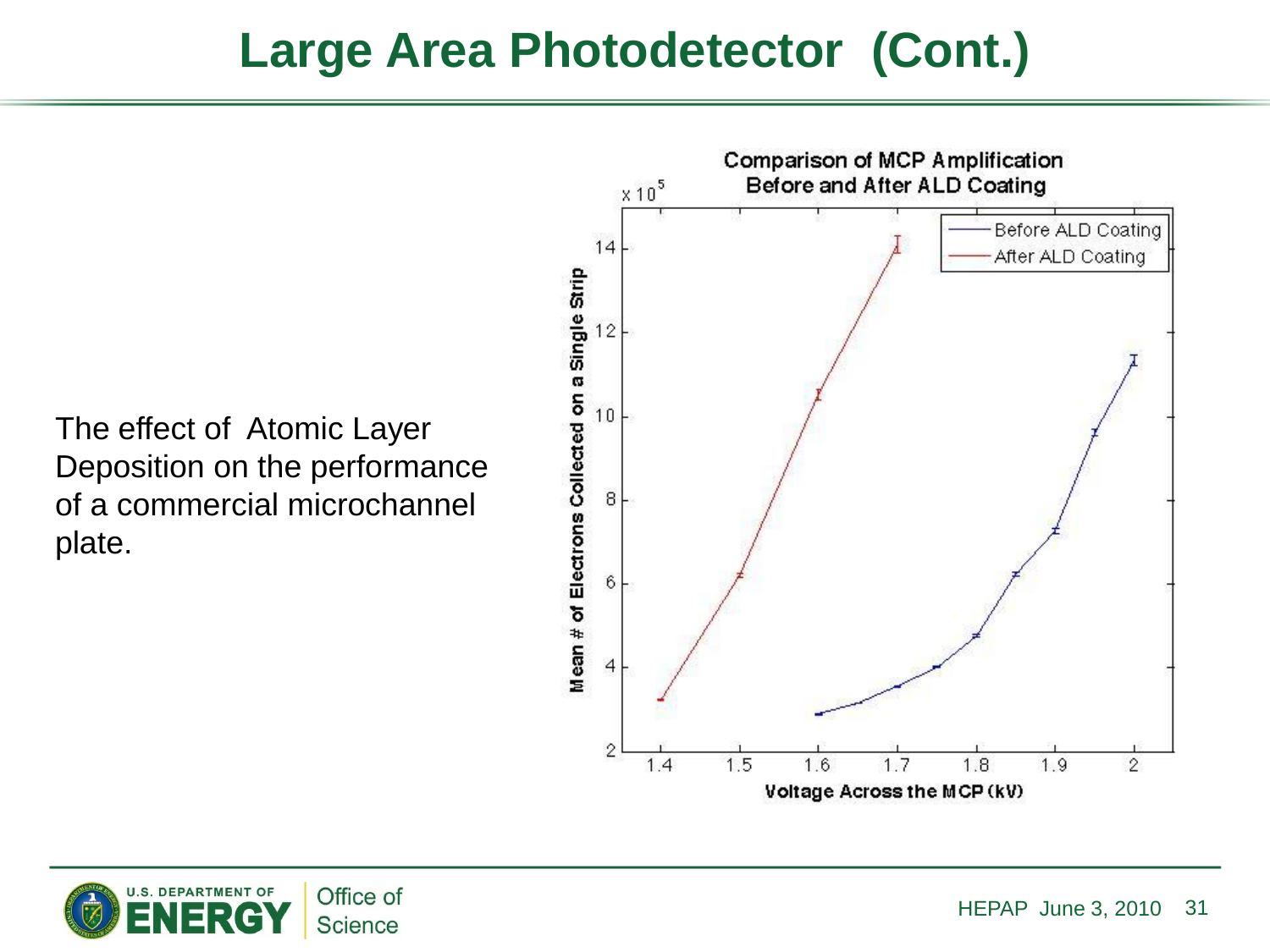# Large Area Photodetector (Cont.)

The effect of Atomic Layer Deposition on the performance of a commercial microchannel plate.

**Comparison of MCP Amplification Before and After ALD Coating**

Mean # of Electrons Collected on a Single Strip ($\times 10^5$) vs. Voltage Across the MCP (kV)

- Before ALD Coating
- After ALD Coating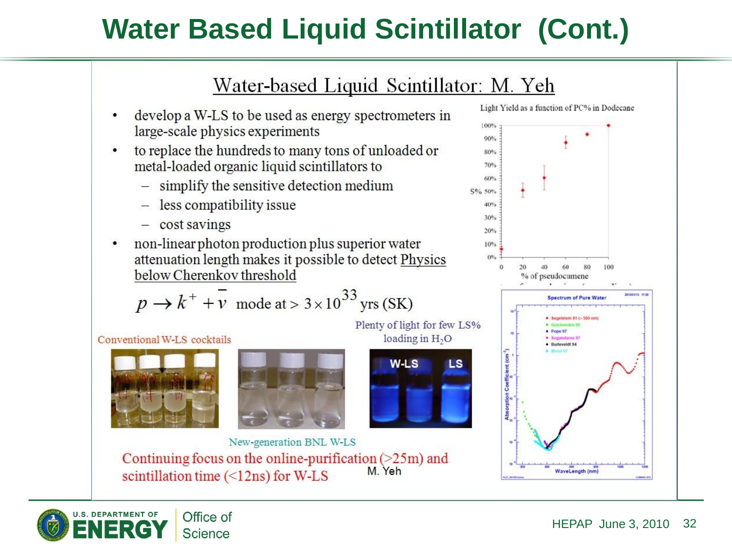# Water Based Liquid Scintillator (Cont.)

## Water-based Liquid Scintillator: M. Yeh

- develop a W-LS to be used as energy spectrometers in large-scale physics experiments
- to replace the hundreds to many tons of unloaded or metal-loaded organic liquid scintillators to
  - simplify the sensitive detection medium
  - less compatibility issue
  - cost savings
- non-linear photon production plus superior water attenuation length makes it possible to detect Physics below Cherenkov threshold

$$p \rightarrow k^{+} + \bar{\nu} \text{ mode at} > 3 \times 10^{33} \text{ yrs (SK)}$$

Light Yield as a function of PC% in Dodecane

Plenty of light for few LS% loading in $H_2O$

Conventional W-LS cocktails

New-generation BNL W-LS

Spectrum of Pure Water

Continuing focus on the online-purification (>25m) and scintillation time (<12ns) for W-LS

M. Yeh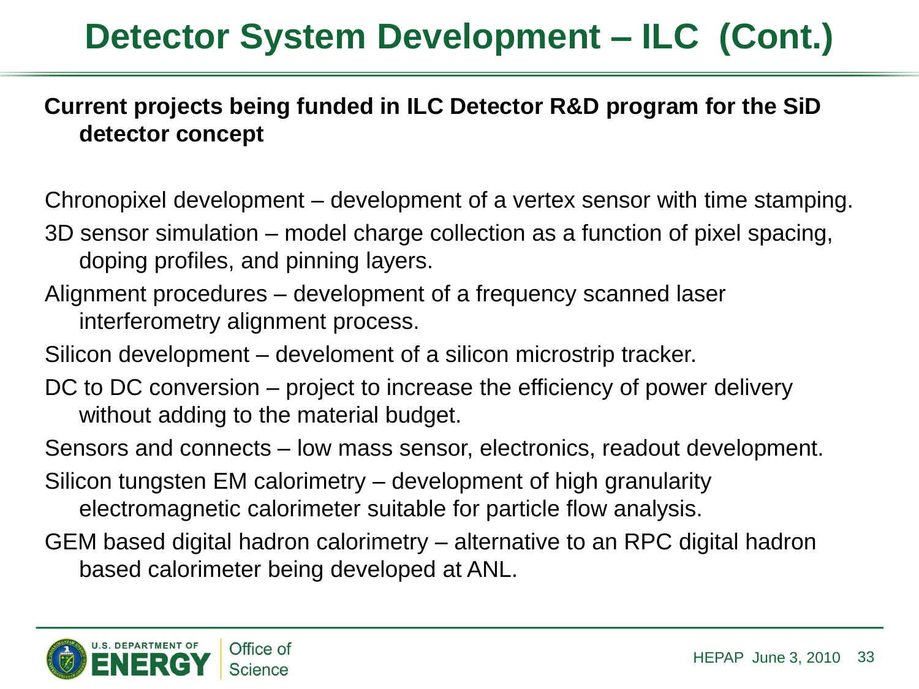# Detector System Development – ILC (Cont.)

**Current projects being funded in ILC Detector R&D program for the SiD detector concept**

Chronopixel development – development of a vertex sensor with time stamping.

3D sensor simulation – model charge collection as a function of pixel spacing, doping profiles, and pinning layers.

Alignment procedures – development of a frequency scanned laser interferometry alignment process.

Silicon development – develoment of a silicon microstrip tracker.

DC to DC conversion – project to increase the efficiency of power delivery without adding to the material budget.

Sensors and connects – low mass sensor, electronics, readout development.

Silicon tungsten EM calorimetry – development of high granularity electromagnetic calorimeter suitable for particle flow analysis.

GEM based digital hadron calorimetry – alternative to an RPC digital hadron based calorimeter being developed at ANL.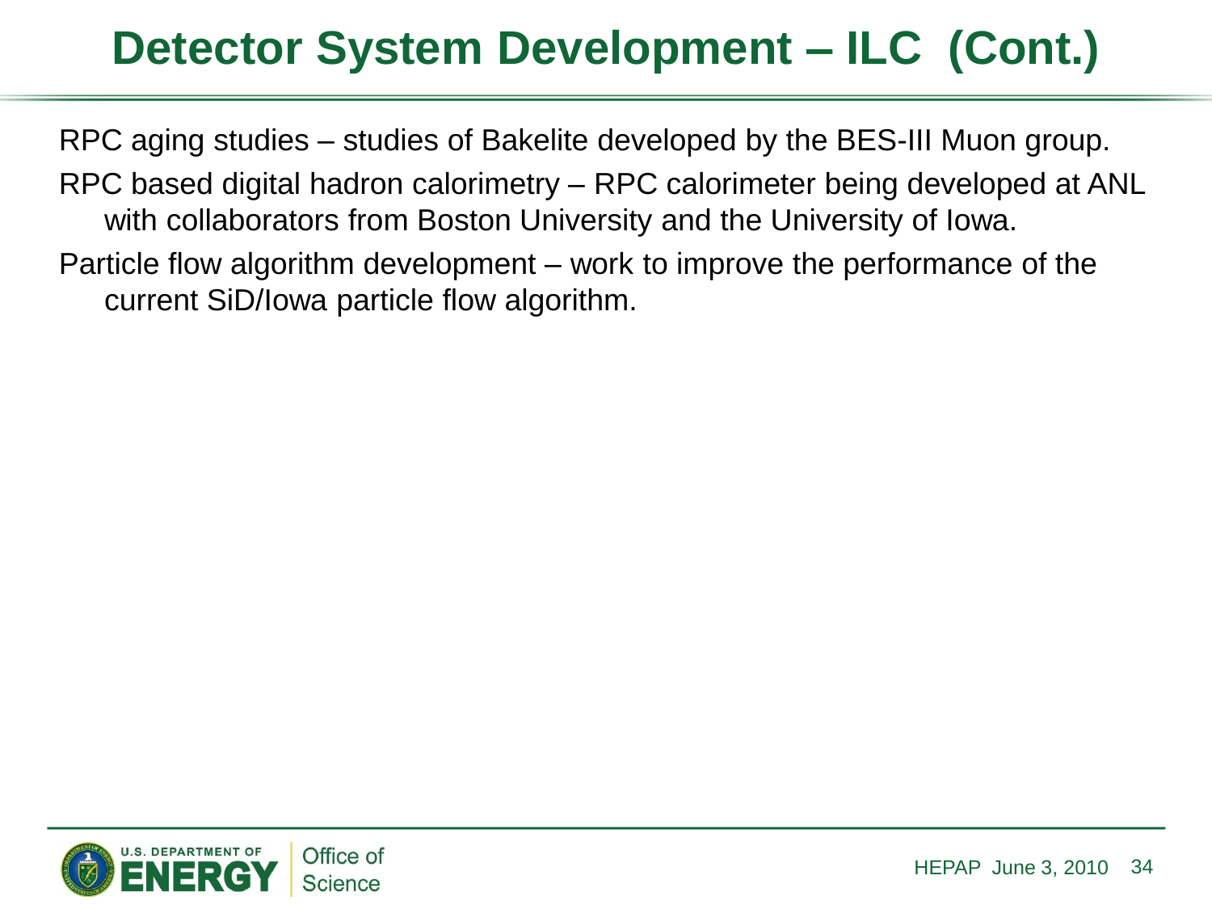# Detector System Development – ILC (Cont.)

RPC aging studies – studies of Bakelite developed by the BES-III Muon group.

RPC based digital hadron calorimetry – RPC calorimeter being developed at ANL with collaborators from Boston University and the University of Iowa.

Particle flow algorithm development – work to improve the performance of the current SiD/Iowa particle flow algorithm.